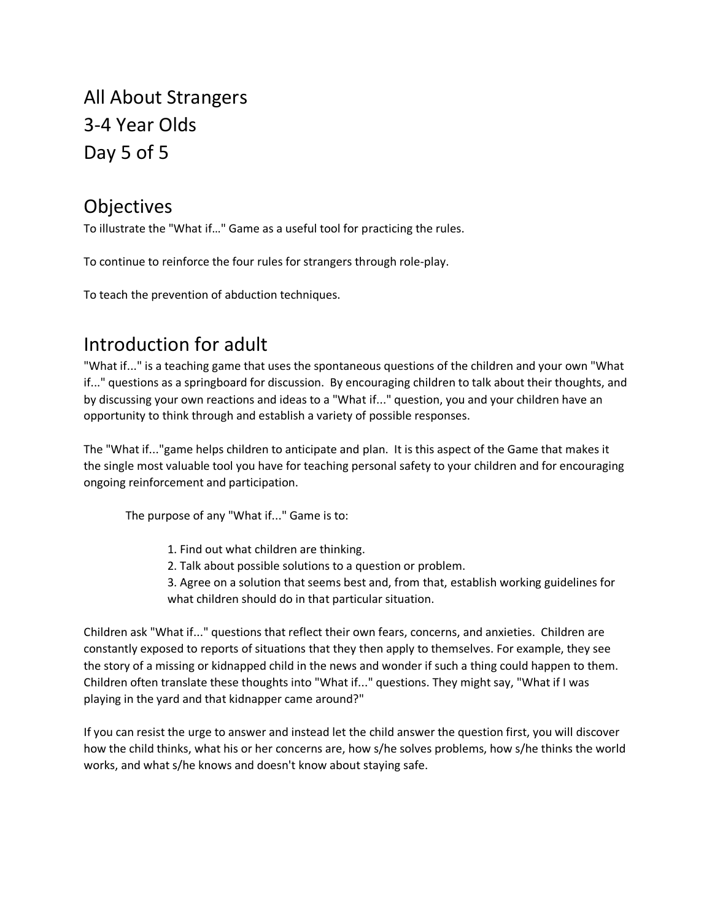# All About Strangers
# 3-4 Year Olds
# Day 5 of 5

## Objectives

To illustrate the "What if…" Game as a useful tool for practicing the rules.

To continue to reinforce the four rules for strangers through role-play.

To teach the prevention of abduction techniques.

## Introduction for adult

"What if..." is a teaching game that uses the spontaneous questions of the children and your own "What if..." questions as a springboard for discussion. By encouraging children to talk about their thoughts, and by discussing your own reactions and ideas to a "What if..." question, you and your children have an opportunity to think through and establish a variety of possible responses.

The "What if..."game helps children to anticipate and plan. It is this aspect of the Game that makes it the single most valuable tool you have for teaching personal safety to your children and for encouraging ongoing reinforcement and participation.

The purpose of any "What if..." Game is to:

1. Find out what children are thinking.
2. Talk about possible solutions to a question or problem.
3. Agree on a solution that seems best and, from that, establish working guidelines for what children should do in that particular situation.

Children ask "What if..." questions that reflect their own fears, concerns, and anxieties. Children are constantly exposed to reports of situations that they then apply to themselves. For example, they see the story of a missing or kidnapped child in the news and wonder if such a thing could happen to them. Children often translate these thoughts into "What if..." questions. They might say, "What if I was playing in the yard and that kidnapper came around?"

If you can resist the urge to answer and instead let the child answer the question first, you will discover how the child thinks, what his or her concerns are, how s/he solves problems, how s/he thinks the world works, and what s/he knows and doesn't know about staying safe.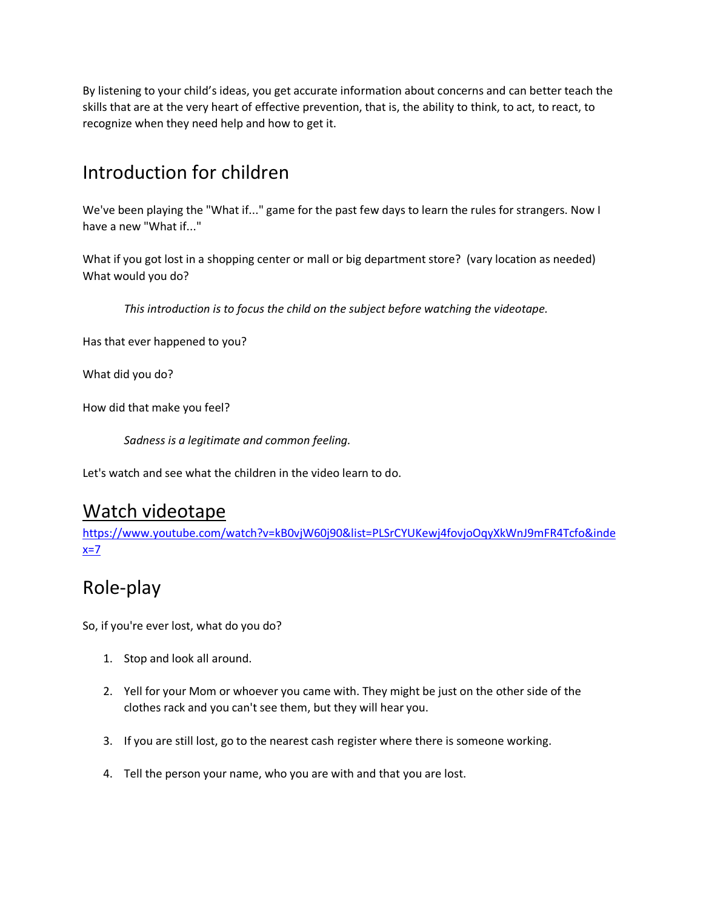By listening to your child's ideas, you get accurate information about concerns and can better teach the skills that are at the very heart of effective prevention, that is, the ability to think, to act, to react, to recognize when they need help and how to get it.

## Introduction for children

We've been playing the "What if..." game for the past few days to learn the rules for strangers. Now I have a new "What if..."

What if you got lost in a shopping center or mall or big department store? (vary location as needed) What would you do?

> *This introduction is to focus the child on the subject before watching the videotape.*

Has that ever happened to you?

What did you do?

How did that make you feel?

> *Sadness is a legitimate and common feeling.*

Let's watch and see what the children in the video learn to do.

## Watch videotape

https://www.youtube.com/watch?v=kB0vjW60j90&list=PLSrCYUKewj4fovjoOqyXkWnJ9mFR4Tcfo&index=7

## Role-play

So, if you're ever lost, what do you do?

1. Stop and look all around.
2. Yell for your Mom or whoever you came with. They might be just on the other side of the clothes rack and you can't see them, but they will hear you.
3. If you are still lost, go to the nearest cash register where there is someone working.
4. Tell the person your name, who you are with and that you are lost.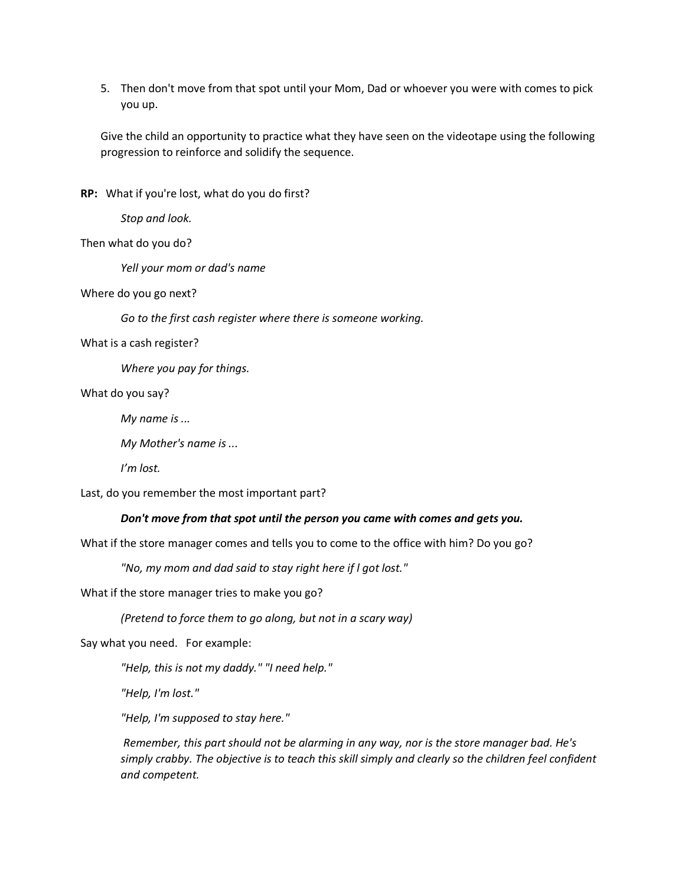5. Then don't move from that spot until your Mom, Dad or whoever you were with comes to pick you up.

Give the child an opportunity to practice what they have seen on the videotape using the following progression to reinforce and solidify the sequence.

**RP:** What if you're lost, what do you do first?

> *Stop and look.*

Then what do you do?

> *Yell your mom or dad's name*

Where do you go next?

> *Go to the first cash register where there is someone working.*

What is a cash register?

> *Where you pay for things.*

What do you say?

> *My name is ...*
>
> *My Mother's name is ...*
>
> *I'm lost.*

Last, do you remember the most important part?

> ***Don't move from that spot until the person you came with comes and gets you.***

What if the store manager comes and tells you to come to the office with him? Do you go?

> *"No, my mom and dad said to stay right here if l got lost."*

What if the store manager tries to make you go?

> *(Pretend to force them to go along, but not in a scary way)*

Say what you need. For example:

> *"Help, this is not my daddy." "I need help."*
>
> *"Help, I'm lost."*
>
> *"Help, I'm supposed to stay here."*
>
> *Remember, this part should not be alarming in any way, nor is the store manager bad. He's simply crabby. The objective is to teach this skill simply and clearly so the children feel confident and competent.*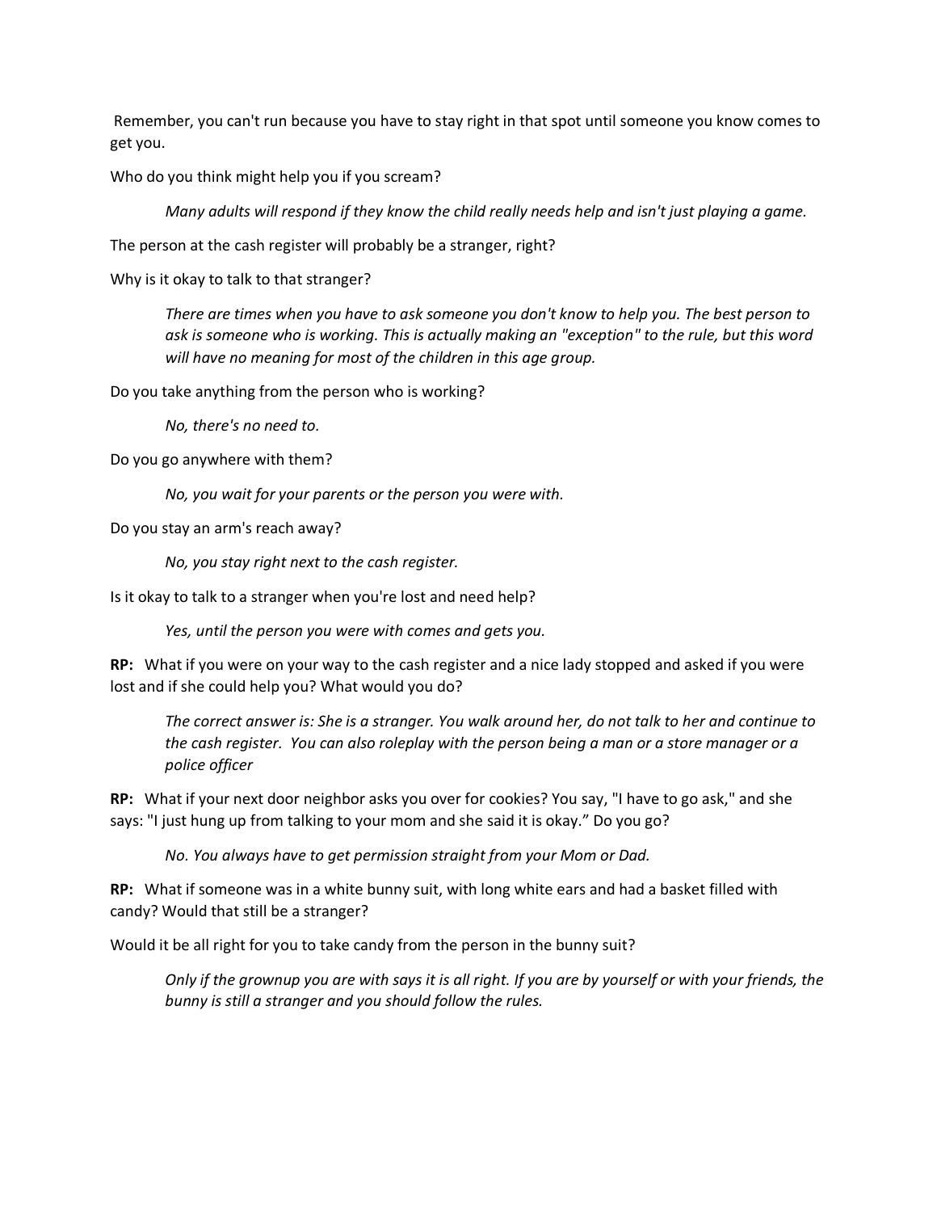Remember, you can't run because you have to stay right in that spot until someone you know comes to get you.

Who do you think might help you if you scream?

> *Many adults will respond if they know the child really needs help and isn't just playing a game.*

The person at the cash register will probably be a stranger, right?

Why is it okay to talk to that stranger?

> *There are times when you have to ask someone you don't know to help you. The best person to ask is someone who is working. This is actually making an "exception" to the rule, but this word will have no meaning for most of the children in this age group.*

Do you take anything from the person who is working?

> *No, there's no need to.*

Do you go anywhere with them?

> *No, you wait for your parents or the person you were with.*

Do you stay an arm's reach away?

> *No, you stay right next to the cash register.*

Is it okay to talk to a stranger when you're lost and need help?

> *Yes, until the person you were with comes and gets you.*

**RP:** What if you were on your way to the cash register and a nice lady stopped and asked if you were lost and if she could help you? What would you do?

> *The correct answer is: She is a stranger. You walk around her, do not talk to her and continue to the cash register. You can also roleplay with the person being a man or a store manager or a police officer*

**RP:** What if your next door neighbor asks you over for cookies? You say, "I have to go ask," and she says: "I just hung up from talking to your mom and she said it is okay." Do you go?

> *No. You always have to get permission straight from your Mom or Dad.*

**RP:** What if someone was in a white bunny suit, with long white ears and had a basket filled with candy? Would that still be a stranger?

Would it be all right for you to take candy from the person in the bunny suit?

> *Only if the grownup you are with says it is all right. If you are by yourself or with your friends, the bunny is still a stranger and you should follow the rules.*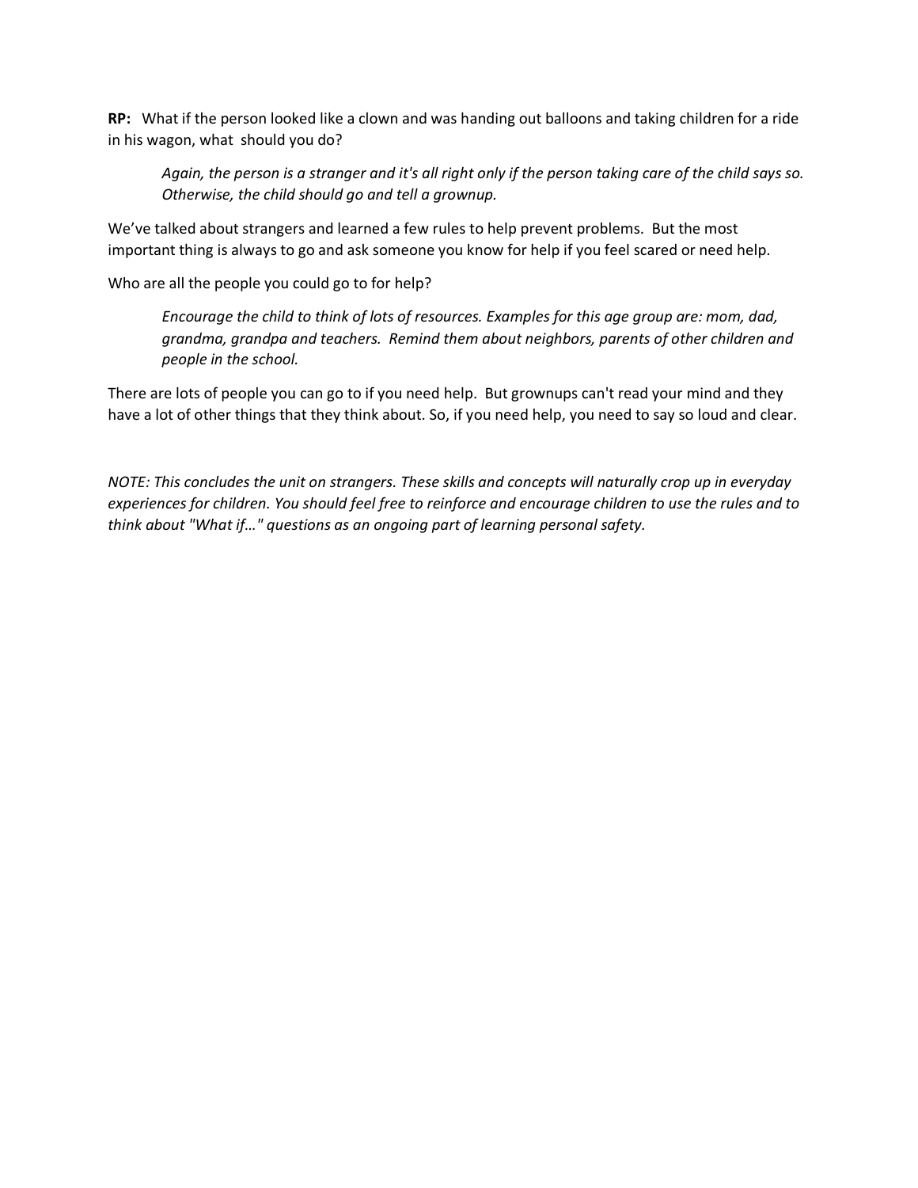**RP:** What if the person looked like a clown and was handing out balloons and taking children for a ride in his wagon, what should you do?

> *Again, the person is a stranger and it's all right only if the person taking care of the child says so. Otherwise, the child should go and tell a grownup.*

We've talked about strangers and learned a few rules to help prevent problems. But the most important thing is always to go and ask someone you know for help if you feel scared or need help.

Who are all the people you could go to for help?

> *Encourage the child to think of lots of resources. Examples for this age group are: mom, dad, grandma, grandpa and teachers. Remind them about neighbors, parents of other children and people in the school.*

There are lots of people you can go to if you need help. But grownups can't read your mind and they have a lot of other things that they think about. So, if you need help, you need to say so loud and clear.

*NOTE: This concludes the unit on strangers. These skills and concepts will naturally crop up in everyday experiences for children. You should feel free to reinforce and encourage children to use the rules and to think about "What if…" questions as an ongoing part of learning personal safety.*